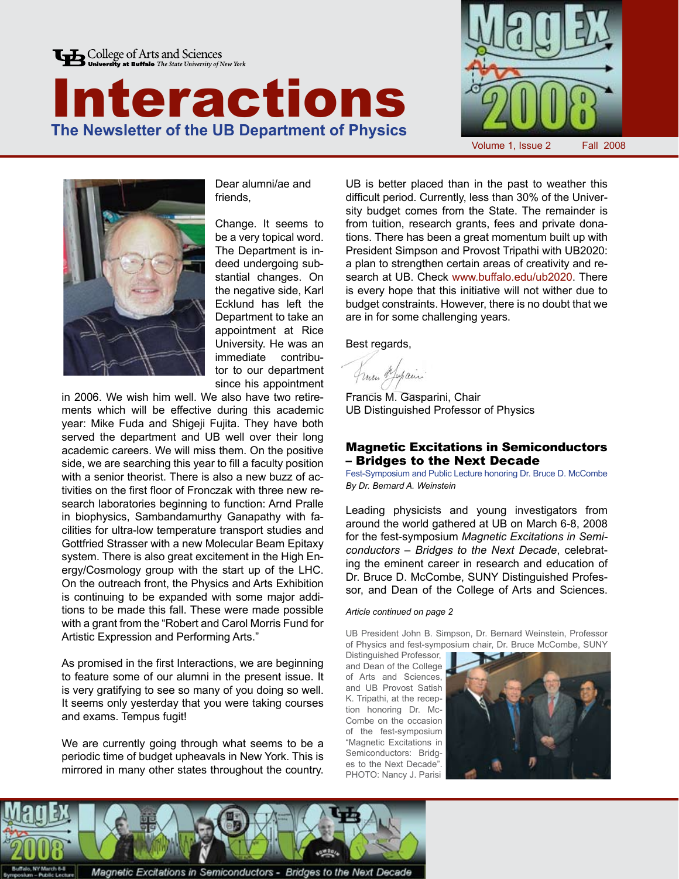College of Arts and Sciences
University at Buffalo The State University of New York

# Interactions

## The Newsletter of the UB Department of Physics

MagEx 2008

Volume 1, Issue 2 Fall 2008

Dear alumni/ae and friends,

Change. It seems to be a very topical word. The Department is indeed undergoing substantial changes. On the negative side, Karl Ecklund has left the Department to take an appointment at Rice University. He was an immediate contributor to our department since his appointment in 2006. We wish him well. We also have two retirements which will be effective during this academic year: Mike Fuda and Shigeji Fujita. They have both served the department and UB well over their long academic careers. We will miss them. On the positive side, we are searching this year to fill a faculty position with a senior theorist. There is also a new buzz of activities on the first floor of Fronczak with three new research laboratories beginning to function: Arnd Pralle in biophysics, Sambandamurthy Ganapathy with facilities for ultra-low temperature transport studies and Gottfried Strasser with a new Molecular Beam Epitaxy system. There is also great excitement in the High Energy/Cosmology group with the start up of the LHC. On the outreach front, the Physics and Arts Exhibition is continuing to be expanded with some major additions to be made this fall. These were made possible with a grant from the "Robert and Carol Morris Fund for Artistic Expression and Performing Arts."

As promised in the first Interactions, we are beginning to feature some of our alumni in the present issue. It is very gratifying to see so many of you doing so well. It seems only yesterday that you were taking courses and exams. Tempus fugit!

We are currently going through what seems to be a periodic time of budget upheavals in New York. This is mirrored in many other states throughout the country. UB is better placed than in the past to weather this difficult period. Currently, less than 30% of the University budget comes from the State. The remainder is from tuition, research grants, fees and private donations. There has been a great momentum built up with President Simpson and Provost Tripathi with UB2020: a plan to strengthen certain areas of creativity and research at UB. Check www.buffalo.edu/ub2020. There is every hope that this initiative will not wither due to budget constraints. However, there is no doubt that we are in for some challenging years.

Best regards,

Francis M. Gasparini, Chair
UB Distinguished Professor of Physics

## Magnetic Excitations in Semiconductors – Bridges to the Next Decade

Fest-Symposium and Public Lecture honoring Dr. Bruce D. McCombe

*By Dr. Bernard A. Weinstein*

Leading physicists and young investigators from around the world gathered at UB on March 6-8, 2008 for the fest-symposium *Magnetic Excitations in Semiconductors – Bridges to the Next Decade*, celebrating the eminent career in research and education of Dr. Bruce D. McCombe, SUNY Distinguished Professor, and Dean of the College of Arts and Sciences.

*Article continued on page 2*

UB President John B. Simpson, Dr. Bernard Weinstein, Professor of Physics and fest-symposium chair, Dr. Bruce McCombe, SUNY Distinguished Professor, and Dean of the College of Arts and Sciences, and UB Provost Satish K. Tripathi, at the reception honoring Dr. McCombe on the occasion of the fest-symposium "Magnetic Excitations in Semiconductors: Bridges to the Next Decade". PHOTO: Nancy J. Parisi

MagEx 2008 — Buffalo, NY March 6-8 Symposium – Public Lecture — Magnetic Excitations in Semiconductors - Bridges to the Next Decade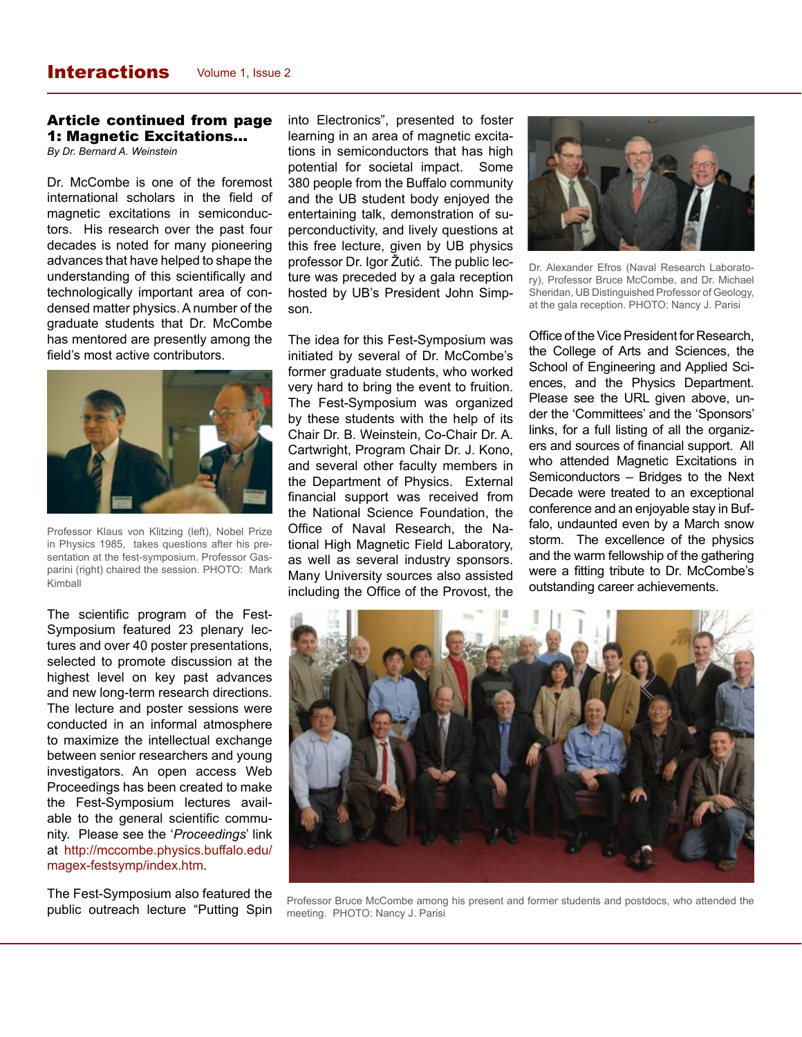## Article continued from page 1: Magnetic Excitations...

*By Dr. Bernard A. Weinstein*

Dr. McCombe is one of the foremost international scholars in the field of magnetic excitations in semiconductors. His research over the past four decades is noted for many pioneering advances that have helped to shape the understanding of this scientifically and technologically important area of condensed matter physics. A number of the graduate students that Dr. McCombe has mentored are presently among the field's most active contributors.

Professor Klaus von Klitzing (left), Nobel Prize in Physics 1985, takes questions after his presentation at the fest-symposium. Professor Gasparini (right) chaired the session. PHOTO: Mark Kimball

The scientific program of the Fest-Symposium featured 23 plenary lectures and over 40 poster presentations, selected to promote discussion at the highest level on key past advances and new long-term research directions. The lecture and poster sessions were conducted in an informal atmosphere to maximize the intellectual exchange between senior researchers and young investigators. An open access Web Proceedings has been created to make the Fest-Symposium lectures available to the general scientific community. Please see the '*Proceedings*' link at http://mccombe.physics.buffalo.edu/magex-festsymp/index.htm.

The Fest-Symposium also featured the public outreach lecture "Putting Spin into Electronics", presented to foster learning in an area of magnetic excitations in semiconductors that has high potential for societal impact. Some 380 people from the Buffalo community and the UB student body enjoyed the entertaining talk, demonstration of superconductivity, and lively questions at this free lecture, given by UB physics professor Dr. Igor Žutić. The public lecture was preceded by a gala reception hosted by UB's President John Simpson.

The idea for this Fest-Symposium was initiated by several of Dr. McCombe's former graduate students, who worked very hard to bring the event to fruition. The Fest-Symposium was organized by these students with the help of its Chair Dr. B. Weinstein, Co-Chair Dr. A. Cartwright, Program Chair Dr. J. Kono, and several other faculty members in the Department of Physics. External financial support was received from the National Science Foundation, the Office of Naval Research, the National High Magnetic Field Laboratory, as well as several industry sponsors. Many University sources also assisted including the Office of the Provost, the Office of the Vice President for Research, the College of Arts and Sciences, the School of Engineering and Applied Sciences, and the Physics Department. Please see the URL given above, under the 'Committees' and the 'Sponsors' links, for a full listing of all the organizers and sources of financial support. All who attended Magnetic Excitations in Semiconductors – Bridges to the Next Decade were treated to an exceptional conference and an enjoyable stay in Buffalo, undaunted even by a March snow storm. The excellence of the physics and the warm fellowship of the gathering were a fitting tribute to Dr. McCombe's outstanding career achievements.

Dr. Alexander Efros (Naval Research Laboratory), Professor Bruce McCombe, and Dr. Michael Sheridan, UB Distinguished Professor of Geology, at the gala reception. PHOTO: Nancy J. Parisi

Professor Bruce McCombe among his present and former students and postdocs, who attended the meeting. PHOTO: Nancy J. Parisi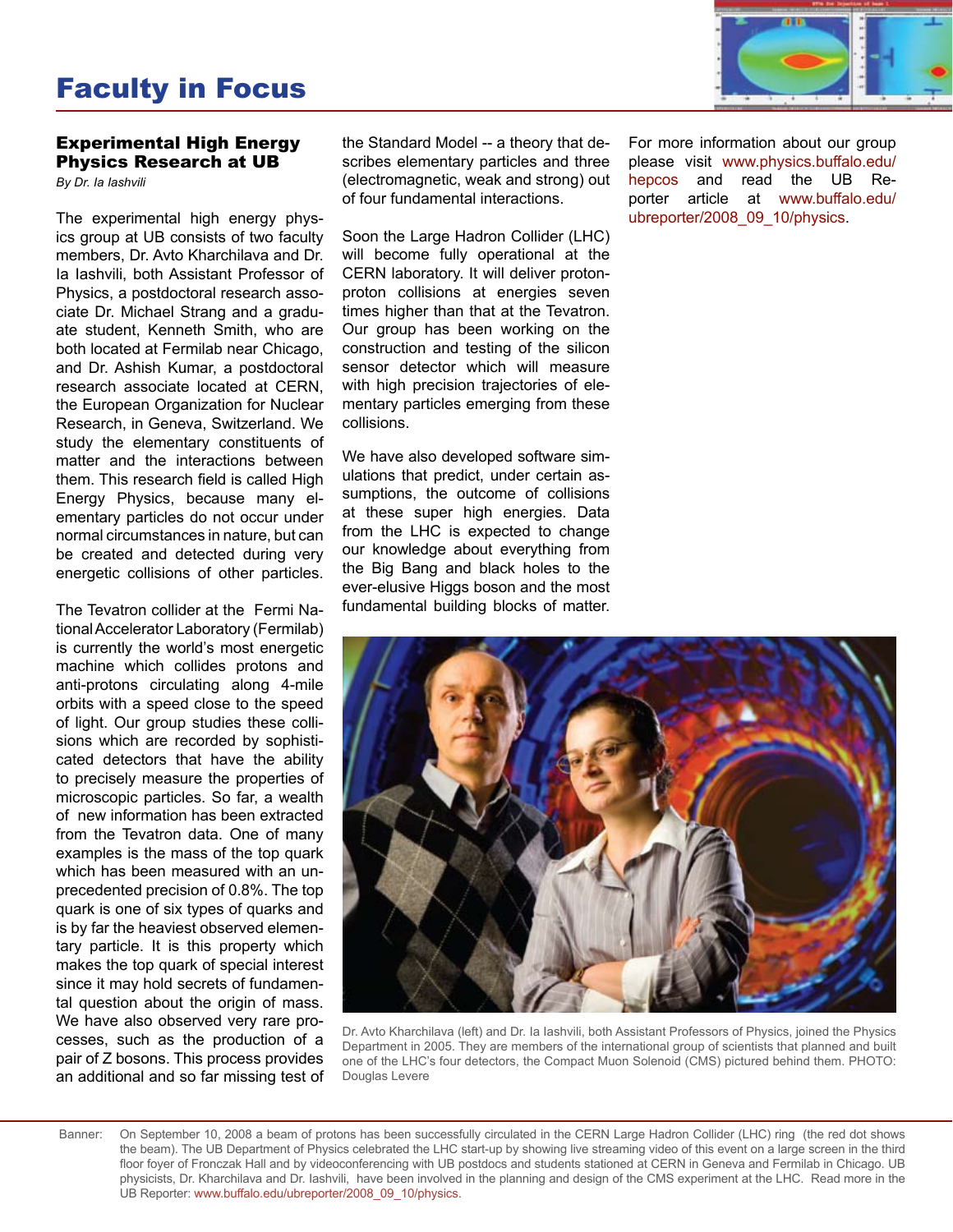# Faculty in Focus

## Experimental High Energy Physics Research at UB

*By Dr. Ia Iashvili*

The experimental high energy physics group at UB consists of two faculty members, Dr. Avto Kharchilava and Dr. Ia Iashvili, both Assistant Professor of Physics, a postdoctoral research associate Dr. Michael Strang and a graduate student, Kenneth Smith, who are both located at Fermilab near Chicago, and Dr. Ashish Kumar, a postdoctoral research associate located at CERN, the European Organization for Nuclear Research, in Geneva, Switzerland. We study the elementary constituents of matter and the interactions between them. This research field is called High Energy Physics, because many elementary particles do not occur under normal circumstances in nature, but can be created and detected during very energetic collisions of other particles.

The Tevatron collider at the Fermi National Accelerator Laboratory (Fermilab) is currently the world's most energetic machine which collides protons and anti-protons circulating along 4-mile orbits with a speed close to the speed of light. Our group studies these collisions which are recorded by sophisticated detectors that have the ability to precisely measure the properties of microscopic particles. So far, a wealth of new information has been extracted from the Tevatron data. One of many examples is the mass of the top quark which has been measured with an unprecedented precision of 0.8%. The top quark is one of six types of quarks and is by far the heaviest observed elementary particle. It is this property which makes the top quark of special interest since it may hold secrets of fundamental question about the origin of mass. We have also observed very rare processes, such as the production of a pair of Z bosons. This process provides an additional and so far missing test of the Standard Model -- a theory that describes elementary particles and three (electromagnetic, weak and strong) out of four fundamental interactions.

Soon the Large Hadron Collider (LHC) will become fully operational at the CERN laboratory. It will deliver proton-proton collisions at energies seven times higher than that at the Tevatron. Our group has been working on the construction and testing of the silicon sensor detector which will measure with high precision trajectories of elementary particles emerging from these collisions.

We have also developed software simulations that predict, under certain assumptions, the outcome of collisions at these super high energies. Data from the LHC is expected to change our knowledge about everything from the Big Bang and black holes to the ever-elusive Higgs boson and the most fundamental building blocks of matter.

For more information about our group please visit www.physics.buffalo.edu/hepcos and read the UB Reporter article at www.buffalo.edu/ubreporter/2008_09_10/physics.

Dr. Avto Kharchilava (left) and Dr. Ia Iashvili, both Assistant Professors of Physics, joined the Physics Department in 2005. They are members of the international group of scientists that planned and built one of the LHC's four detectors, the Compact Muon Solenoid (CMS) pictured behind them. PHOTO: Douglas Levere

Banner: On September 10, 2008 a beam of protons has been successfully circulated in the CERN Large Hadron Collider (LHC) ring (the red dot shows the beam). The UB Department of Physics celebrated the LHC start-up by showing live streaming video of this event on a large screen in the third floor foyer of Fronczak Hall and by videoconferencing with UB postdocs and students stationed at CERN in Geneva and Fermilab in Chicago. UB physicists, Dr. Kharchilava and Dr. Iashvili, have been involved in the planning and design of the CMS experiment at the LHC. Read more in the UB Reporter: www.buffalo.edu/ubreporter/2008_09_10/physics.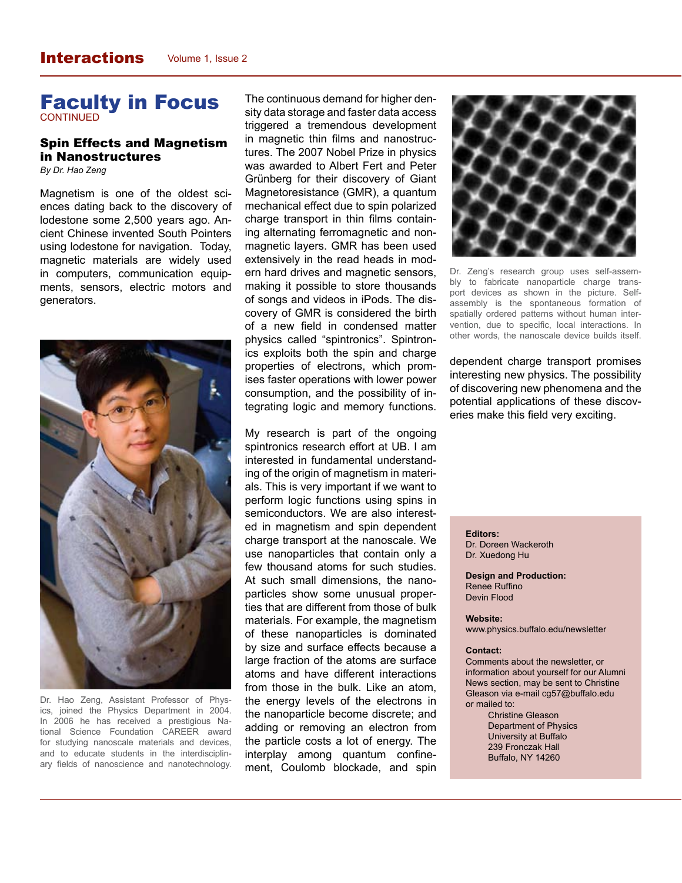# Faculty in Focus

CONTINUED

## Spin Effects and Magnetism in Nanostructures

*By Dr. Hao Zeng*

Magnetism is one of the oldest sciences dating back to the discovery of lodestone some 2,500 years ago. Ancient Chinese invented South Pointers using lodestone for navigation. Today, magnetic materials are widely used in computers, communication equipments, sensors, electric motors and generators.

Dr. Hao Zeng, Assistant Professor of Physics, joined the Physics Department in 2004. In 2006 he has received a prestigious National Science Foundation CAREER award for studying nanoscale materials and devices, and to educate students in the interdisciplinary fields of nanoscience and nanotechnology.

The continuous demand for higher density data storage and faster data access triggered a tremendous development in magnetic thin films and nanostructures. The 2007 Nobel Prize in physics was awarded to Albert Fert and Peter Grünberg for their discovery of Giant Magnetoresistance (GMR), a quantum mechanical effect due to spin polarized charge transport in thin films containing alternating ferromagnetic and nonmagnetic layers. GMR has been used extensively in the read heads in modern hard drives and magnetic sensors, making it possible to store thousands of songs and videos in iPods. The discovery of GMR is considered the birth of a new field in condensed matter physics called "spintronics". Spintronics exploits both the spin and charge properties of electrons, which promises faster operations with lower power consumption, and the possibility of integrating logic and memory functions.

My research is part of the ongoing spintronics research effort at UB. I am interested in fundamental understanding of the origin of magnetism in materials. This is very important if we want to perform logic functions using spins in semiconductors. We are also interested in magnetism and spin dependent charge transport at the nanoscale. We use nanoparticles that contain only a few thousand atoms for such studies. At such small dimensions, the nanoparticles show some unusual properties that are different from those of bulk materials. For example, the magnetism of these nanoparticles is dominated by size and surface effects because a large fraction of the atoms are surface atoms and have different interactions from those in the bulk. Like an atom, the energy levels of the electrons in the nanoparticle become discrete; and adding or removing an electron from the particle costs a lot of energy. The interplay among quantum confinement, Coulomb blockade, and spin dependent charge transport promises interesting new physics. The possibility of discovering new phenomena and the potential applications of these discoveries make this field very exciting.

Dr. Zeng's research group uses self-assembly to fabricate nanoparticle charge transport devices as shown in the picture. Self-assembly is the spontaneous formation of spatially ordered patterns without human intervention, due to specific, local interactions. In other words, the nanoscale device builds itself.

**Editors:**
Dr. Doreen Wackeroth
Dr. Xuedong Hu

**Design and Production:**
Renee Ruffino
Devin Flood

**Website:**
www.physics.buffalo.edu/newsletter

**Contact:**
Comments about the newsletter, or information about yourself for our Alumni News section, may be sent to Christine Gleason via e-mail cg57@buffalo.edu or mailed to:

Christine Gleason
Department of Physics
University at Buffalo
239 Fronczak Hall
Buffalo, NY 14260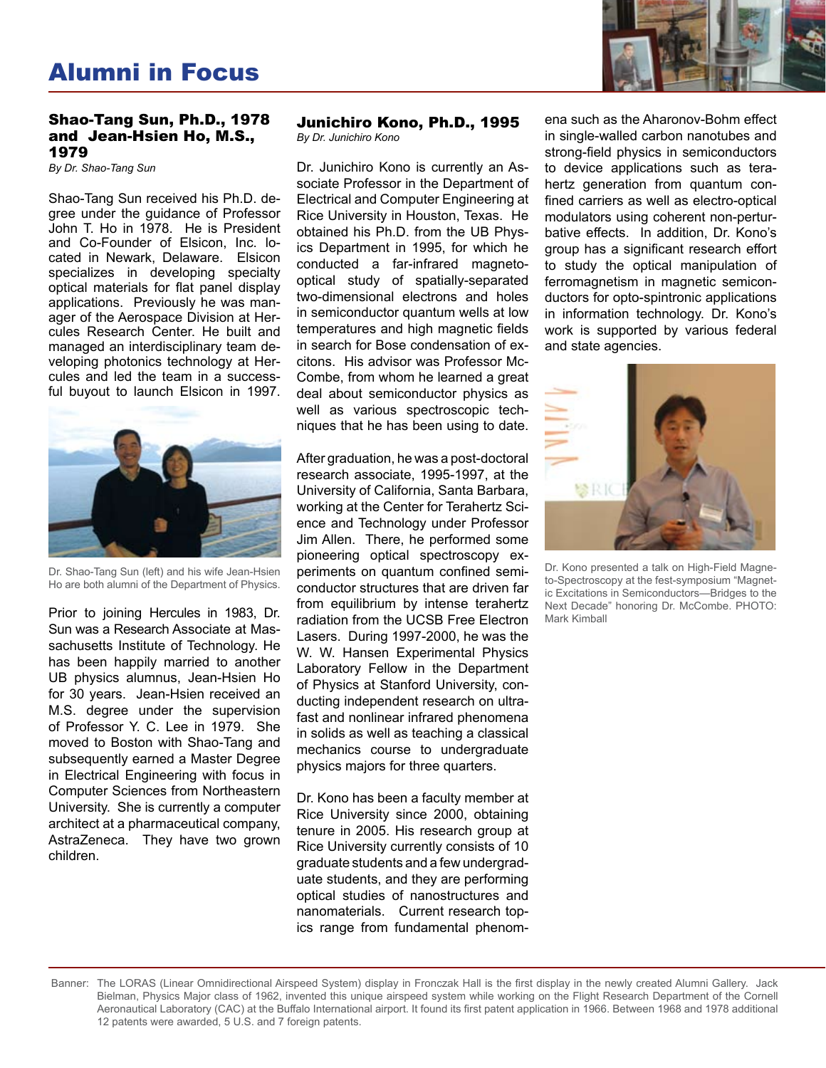# Alumni in Focus

## Shao-Tang Sun, Ph.D., 1978 and Jean-Hsien Ho, M.S., 1979

*By Dr. Shao-Tang Sun*

Shao-Tang Sun received his Ph.D. degree under the guidance of Professor John T. Ho in 1978. He is President and Co-Founder of Elsicon, Inc. located in Newark, Delaware. Elsicon specializes in developing specialty optical materials for flat panel display applications. Previously he was manager of the Aerospace Division at Hercules Research Center. He built and managed an interdisciplinary team developing photonics technology at Hercules and led the team in a successful buyout to launch Elsicon in 1997.

Dr. Shao-Tang Sun (left) and his wife Jean-Hsien Ho are both alumni of the Department of Physics.

Prior to joining Hercules in 1983, Dr. Sun was a Research Associate at Massachusetts Institute of Technology. He has been happily married to another UB physics alumnus, Jean-Hsien Ho for 30 years. Jean-Hsien received an M.S. degree under the supervision of Professor Y. C. Lee in 1979. She moved to Boston with Shao-Tang and subsequently earned a Master Degree in Electrical Engineering with focus in Computer Sciences from Northeastern University. She is currently a computer architect at a pharmaceutical company, AstraZeneca. They have two grown children.

## Junichiro Kono, Ph.D., 1995

*By Dr. Junichiro Kono*

Dr. Junichiro Kono is currently an Associate Professor in the Department of Electrical and Computer Engineering at Rice University in Houston, Texas. He obtained his Ph.D. from the UB Physics Department in 1995, for which he conducted a far-infrared magneto-optical study of spatially-separated two-dimensional electrons and holes in semiconductor quantum wells at low temperatures and high magnetic fields in search for Bose condensation of excitons. His advisor was Professor McCombe, from whom he learned a great deal about semiconductor physics as well as various spectroscopic techniques that he has been using to date.

After graduation, he was a post-doctoral research associate, 1995-1997, at the University of California, Santa Barbara, working at the Center for Terahertz Science and Technology under Professor Jim Allen. There, he performed some pioneering optical spectroscopy experiments on quantum confined semiconductor structures that are driven far from equilibrium by intense terahertz radiation from the UCSB Free Electron Lasers. During 1997-2000, he was the W. W. Hansen Experimental Physics Laboratory Fellow in the Department of Physics at Stanford University, conducting independent research on ultrafast and nonlinear infrared phenomena in solids as well as teaching a classical mechanics course to undergraduate physics majors for three quarters.

Dr. Kono has been a faculty member at Rice University since 2000, obtaining tenure in 2005. His research group at Rice University currently consists of 10 graduate students and a few undergraduate students, and they are performing optical studies of nanostructures and nanomaterials. Current research topics range from fundamental phenomena such as the Aharonov-Bohm effect in single-walled carbon nanotubes and strong-field physics in semiconductors to device applications such as terahertz generation from quantum confined carriers as well as electro-optical modulators using coherent non-perturbative effects. In addition, Dr. Kono's group has a significant research effort to study the optical manipulation of ferromagnetism in magnetic semiconductors for opto-spintronic applications in information technology. Dr. Kono's work is supported by various federal and state agencies.

Dr. Kono presented a talk on High-Field Magneto-Spectroscopy at the fest-symposium "Magnetic Excitations in Semiconductors—Bridges to the Next Decade" honoring Dr. McCombe. PHOTO: Mark Kimball

Banner: The LORAS (Linear Omnidirectional Airspeed System) display in Fronczak Hall is the first display in the newly created Alumni Gallery. Jack Bielman, Physics Major class of 1962, invented this unique airspeed system while working on the Flight Research Department of the Cornell Aeronautical Laboratory (CAC) at the Buffalo International airport. It found its first patent application in 1966. Between 1968 and 1978 additional 12 patents were awarded, 5 U.S. and 7 foreign patents.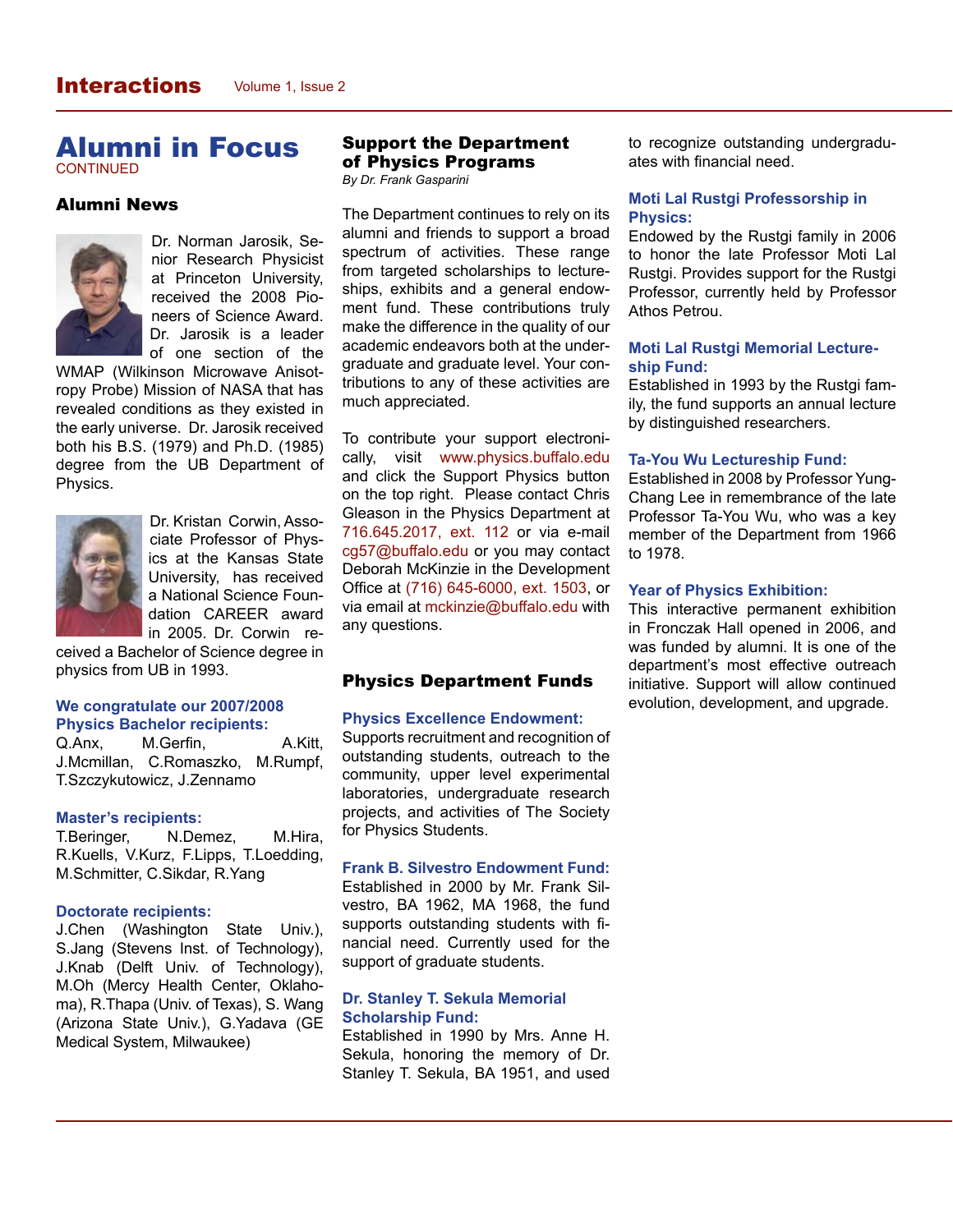# Alumni in Focus

CONTINUED

## Alumni News

Dr. Norman Jarosik, Senior Research Physicist at Princeton University, received the 2008 Pioneers of Science Award. Dr. Jarosik is a leader of one section of the WMAP (Wilkinson Microwave Anisotropy Probe) Mission of NASA that has revealed conditions as they existed in the early universe. Dr. Jarosik received both his B.S. (1979) and Ph.D. (1985) degree from the UB Department of Physics.

Dr. Kristan Corwin, Associate Professor of Physics at the Kansas State University, has received a National Science Foundation CAREER award in 2005. Dr. Corwin received a Bachelor of Science degree in physics from UB in 1993.

### We congratulate our 2007/2008 Physics Bachelor recipients:

Q.Anx, M.Gerfin, A.Kitt, J.Mcmillan, C.Romaszko, M.Rumpf, T.Szczykutowicz, J.Zennamo

### Master's recipients:

T.Beringer, N.Demez, M.Hira, R.Kuells, V.Kurz, F.Lipps, T.Loedding, M.Schmitter, C.Sikdar, R.Yang

### Doctorate recipients:

J.Chen (Washington State Univ.), S.Jang (Stevens Inst. of Technology), J.Knab (Delft Univ. of Technology), M.Oh (Mercy Health Center, Oklahoma), R.Thapa (Univ. of Texas), S. Wang (Arizona State Univ.), G.Yadava (GE Medical System, Milwaukee)

## Support the Department of Physics Programs

*By Dr. Frank Gasparini*

The Department continues to rely on its alumni and friends to support a broad spectrum of activities. These range from targeted scholarships to lectureships, exhibits and a general endowment fund. These contributions truly make the difference in the quality of our academic endeavors both at the undergraduate and graduate level. Your contributions to any of these activities are much appreciated.

To contribute your support electronically, visit www.physics.buffalo.edu and click the Support Physics button on the top right. Please contact Chris Gleason in the Physics Department at 716.645.2017, ext. 112 or via e-mail cg57@buffalo.edu or you may contact Deborah McKinzie in the Development Office at (716) 645-6000, ext. 1503, or via email at mckinzie@buffalo.edu with any questions.

## Physics Department Funds

### Physics Excellence Endowment:

Supports recruitment and recognition of outstanding students, outreach to the community, upper level experimental laboratories, undergraduate research projects, and activities of The Society for Physics Students.

### Frank B. Silvestro Endowment Fund:

Established in 2000 by Mr. Frank Silvestro, BA 1962, MA 1968, the fund supports outstanding students with financial need. Currently used for the support of graduate students.

### Dr. Stanley T. Sekula Memorial Scholarship Fund:

Established in 1990 by Mrs. Anne H. Sekula, honoring the memory of Dr. Stanley T. Sekula, BA 1951, and used to recognize outstanding undergraduates with financial need.

### Moti Lal Rustgi Professorship in Physics:

Endowed by the Rustgi family in 2006 to honor the late Professor Moti Lal Rustgi. Provides support for the Rustgi Professor, currently held by Professor Athos Petrou.

### Moti Lal Rustgi Memorial Lectureship Fund:

Established in 1993 by the Rustgi family, the fund supports an annual lecture by distinguished researchers.

### Ta-You Wu Lectureship Fund:

Established in 2008 by Professor Yung-Chang Lee in remembrance of the late Professor Ta-You Wu, who was a key member of the Department from 1966 to 1978.

### Year of Physics Exhibition:

This interactive permanent exhibition in Fronczak Hall opened in 2006, and was funded by alumni. It is one of the department's most effective outreach initiative. Support will allow continued evolution, development, and upgrade.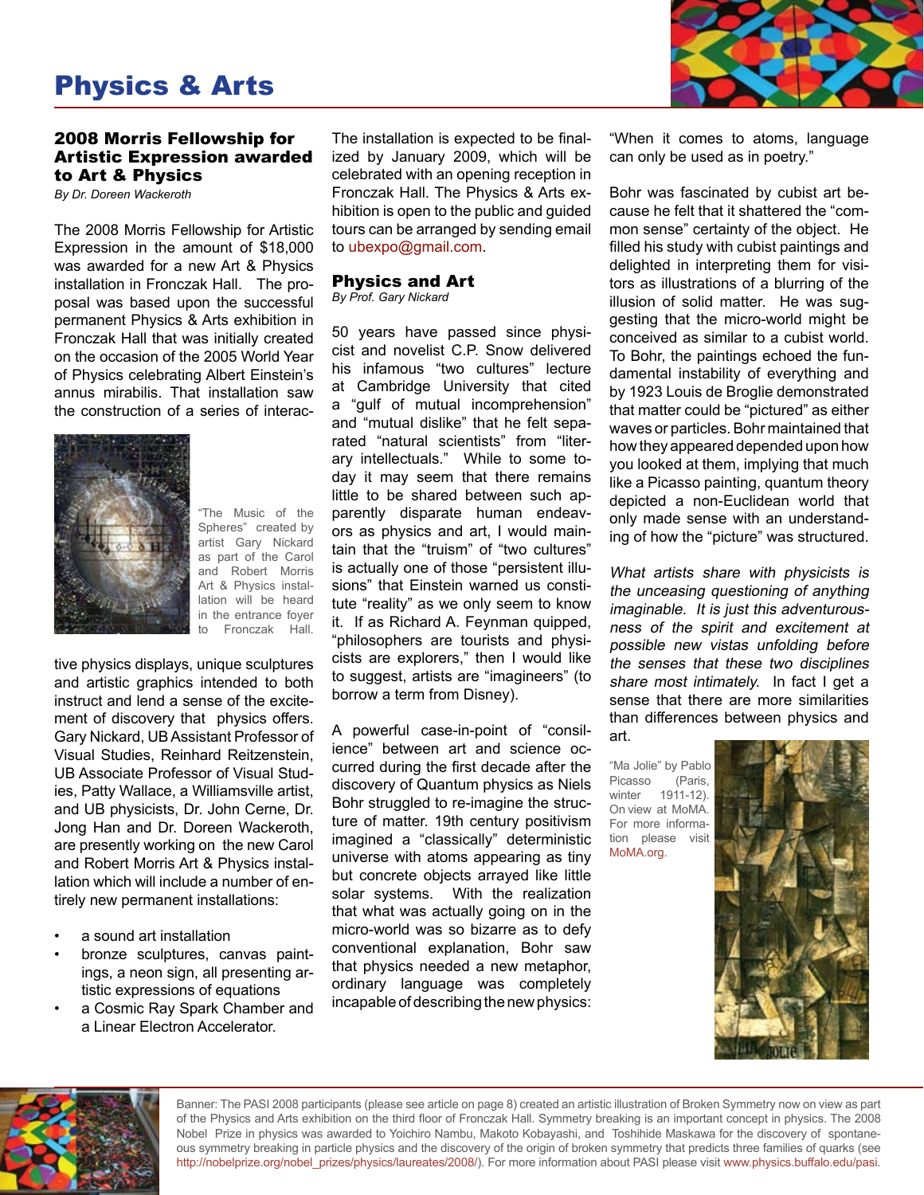# Physics & Arts

## 2008 Morris Fellowship for Artistic Expression awarded to Art & Physics

*By Dr. Doreen Wackeroth*

The 2008 Morris Fellowship for Artistic Expression in the amount of $18,000 was awarded for a new Art & Physics installation in Fronczak Hall. The proposal was based upon the successful permanent Physics & Arts exhibition in Fronczak Hall that was initially created on the occasion of the 2005 World Year of Physics celebrating Albert Einstein's annus mirabilis. That installation saw the construction of a series of interactive physics displays, unique sculptures and artistic graphics intended to both instruct and lend a sense of the excitement of discovery that physics offers. Gary Nickard, UB Assistant Professor of Visual Studies, Reinhard Reitzenstein, UB Associate Professor of Visual Studies, Patty Wallace, a Williamsville artist, and UB physicists, Dr. John Cerne, Dr. Jong Han and Dr. Doreen Wackeroth, are presently working on the new Carol and Robert Morris Art & Physics installation which will include a number of entirely new permanent installations:

"The Music of the Spheres" created by artist Gary Nickard as part of the Carol and Robert Morris Art & Physics installation will be heard in the entrance foyer to Fronczak Hall.

- a sound art installation
- bronze sculptures, canvas paintings, a neon sign, all presenting artistic expressions of equations
- a Cosmic Ray Spark Chamber and a Linear Electron Accelerator.

The installation is expected to be finalized by January 2009, which will be celebrated with an opening reception in Fronczak Hall. The Physics & Arts exhibition is open to the public and guided tours can be arranged by sending email to ubexpo@gmail.com.

## Physics and Art

*By Prof. Gary Nickard*

50 years have passed since physicist and novelist C.P. Snow delivered his infamous "two cultures" lecture at Cambridge University that cited a "gulf of mutual incomprehension" and "mutual dislike" that he felt separated "natural scientists" from "literary intellectuals." While to some today it may seem that there remains little to be shared between such apparently disparate human endeavors as physics and art, I would maintain that the "truism" of "two cultures" is actually one of those "persistent illusions" that Einstein warned us constitute "reality" as we only seem to know it. If as Richard A. Feynman quipped, "philosophers are tourists and physicists are explorers," then I would like to suggest, artists are "imagineers" (to borrow a term from Disney).

A powerful case-in-point of "consilience" between art and science occurred during the first decade after the discovery of Quantum physics as Niels Bohr struggled to re-imagine the structure of matter. 19th century positivism imagined a "classically" deterministic universe with atoms appearing as tiny but concrete objects arrayed like little solar systems. With the realization that what was actually going on in the micro-world was so bizarre as to defy conventional explanation, Bohr saw that physics needed a new metaphor, ordinary language was completely incapable of describing the new physics: "When it comes to atoms, language can only be used as in poetry."

Bohr was fascinated by cubist art because he felt that it shattered the "common sense" certainty of the object. He filled his study with cubist paintings and delighted in interpreting them for visitors as illustrations of a blurring of the illusion of solid matter. He was suggesting that the micro-world might be conceived as similar to a cubist world. To Bohr, the paintings echoed the fundamental instability of everything and by 1923 Louis de Broglie demonstrated that matter could be "pictured" as either waves or particles. Bohr maintained that how they appeared depended upon how you looked at them, implying that much like a Picasso painting, quantum theory depicted a non-Euclidean world that only made sense with an understanding of how the "picture" was structured.

*What artists share with physicists is the unceasing questioning of anything imaginable. It is just this adventurousness of the spirit and excitement at possible new vistas unfolding before the senses that these two disciplines share most intimately.* In fact I get a sense that there are more similarities than differences between physics and art.

"Ma Jolie" by Pablo Picasso (Paris, winter 1911-12). On view at MoMA. For more information please visit MoMA.org.

Banner: The PASI 2008 participants (please see article on page 8) created an artistic illustration of Broken Symmetry now on view as part of the Physics and Arts exhibition on the third floor of Fronczak Hall. Symmetry breaking is an important concept in physics. The 2008 Nobel Prize in physics was awarded to Yoichiro Nambu, Makoto Kobayashi, and Toshihide Maskawa for the discovery of spontaneous symmetry breaking in particle physics and the discovery of the origin of broken symmetry that predicts three families of quarks (see http://nobelprize.org/nobel_prizes/physics/laureates/2008/). For more information about PASI please visit www.physics.buffalo.edu/pasi.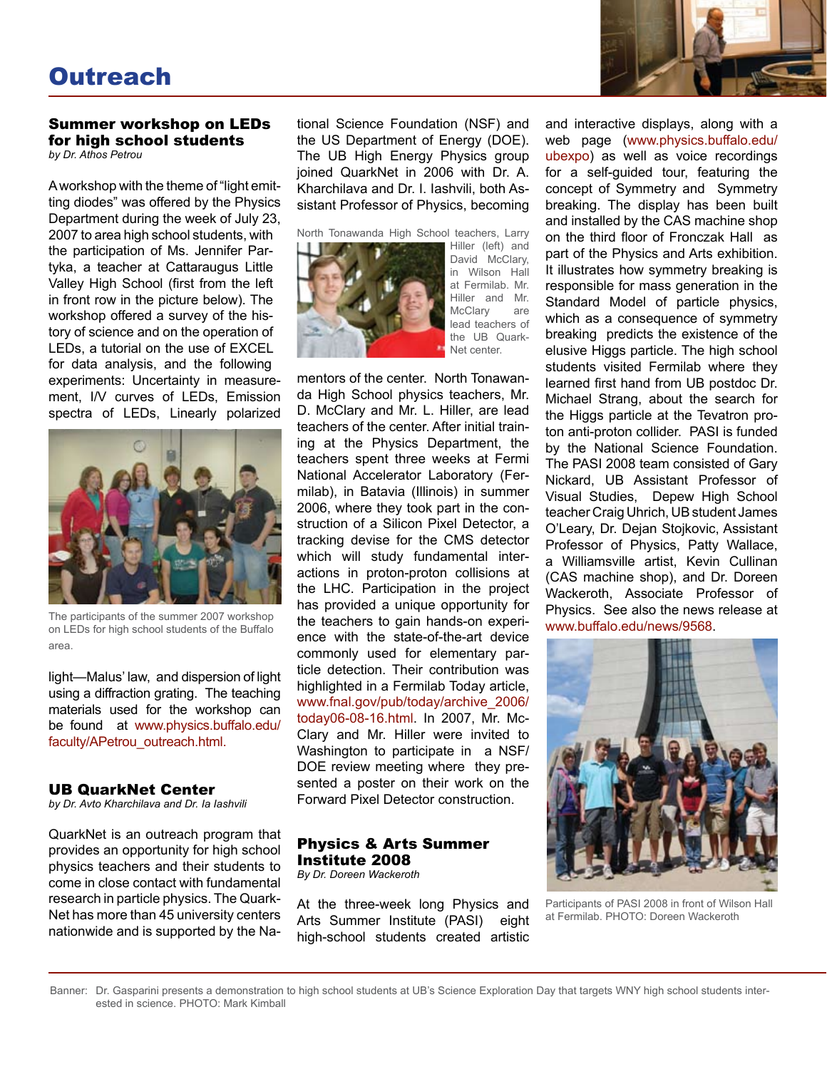# Outreach

## Summer workshop on LEDs for high school students

*by Dr. Athos Petrou*

A workshop with the theme of "light emitting diodes" was offered by the Physics Department during the week of July 23, 2007 to area high school students, with the participation of Ms. Jennifer Partyka, a teacher at Cattaraugus Little Valley High School (first from the left in front row in the picture below). The workshop offered a survey of the history of science and on the operation of LEDs, a tutorial on the use of EXCEL for data analysis, and the following experiments: Uncertainty in measurement, I/V curves of LEDs, Emission spectra of LEDs, Linearly polarized light—Malus' law, and dispersion of light using a diffraction grating. The teaching materials used for the workshop can be found at www.physics.buffalo.edu/faculty/APetrou_outreach.html.

The participants of the summer 2007 workshop on LEDs for high school students of the Buffalo area.

## UB QuarkNet Center

*by Dr. Avto Kharchilava and Dr. Ia Iashvili*

QuarkNet is an outreach program that provides an opportunity for high school physics teachers and their students to come in close contact with fundamental research in particle physics. The QuarkNet has more than 45 university centers nationwide and is supported by the National Science Foundation (NSF) and the US Department of Energy (DOE). The UB High Energy Physics group joined QuarkNet in 2006 with Dr. A. Kharchilava and Dr. I. Iashvili, both Assistant Professor of Physics, becoming mentors of the center. North Tonawanda High School physics teachers, Mr. D. McClary and Mr. L. Hiller, are lead teachers of the center. After initial training at the Physics Department, the teachers spent three weeks at Fermi National Accelerator Laboratory (Fermilab), in Batavia (Illinois) in summer 2006, where they took part in the construction of a Silicon Pixel Detector, a tracking devise for the CMS detector which will study fundamental interactions in proton-proton collisions at the LHC. Participation in the project has provided a unique opportunity for the teachers to gain hands-on experience with the state-of-the-art device commonly used for elementary particle detection. Their contribution was highlighted in a Fermilab Today article, www.fnal.gov/pub/today/archive_2006/today06-08-16.html. In 2007, Mr. McClary and Mr. Hiller were invited to Washington to participate in a NSF/DOE review meeting where they presented a poster on their work on the Forward Pixel Detector construction.

North Tonawanda High School teachers, Larry Hiller (left) and David McClary, in Wilson Hall at Fermilab. Mr. Hiller and Mr. McClary are lead teachers of the UB QuarkNet center.

## Physics & Arts Summer Institute 2008

*By Dr. Doreen Wackeroth*

At the three-week long Physics and Arts Summer Institute (PASI) eight high-school students created artistic and interactive displays, along with a web page (www.physics.buffalo.edu/ubexpo) as well as voice recordings for a self-guided tour, featuring the concept of Symmetry and Symmetry breaking. The display has been built and installed by the CAS machine shop on the third floor of Fronczak Hall as part of the Physics and Arts exhibition. It illustrates how symmetry breaking is responsible for mass generation in the Standard Model of particle physics, which as a consequence of symmetry breaking predicts the existence of the elusive Higgs particle. The high school students visited Fermilab where they learned first hand from UB postdoc Dr. Michael Strang, about the search for the Higgs particle at the Tevatron proton anti-proton collider. PASI is funded by the National Science Foundation. The PASI 2008 team consisted of Gary Nickard, UB Assistant Professor of Visual Studies, Depew High School teacher Craig Uhrich, UB student James O'Leary, Dr. Dejan Stojkovic, Assistant Professor of Physics, Patty Wallace, a Williamsville artist, Kevin Cullinan (CAS machine shop), and Dr. Doreen Wackeroth, Associate Professor of Physics. See also the news release at www.buffalo.edu/news/9568.

Participants of PASI 2008 in front of Wilson Hall at Fermilab. PHOTO: Doreen Wackeroth

Banner: Dr. Gasparini presents a demonstration to high school students at UB's Science Exploration Day that targets WNY high school students interested in science. PHOTO: Mark Kimball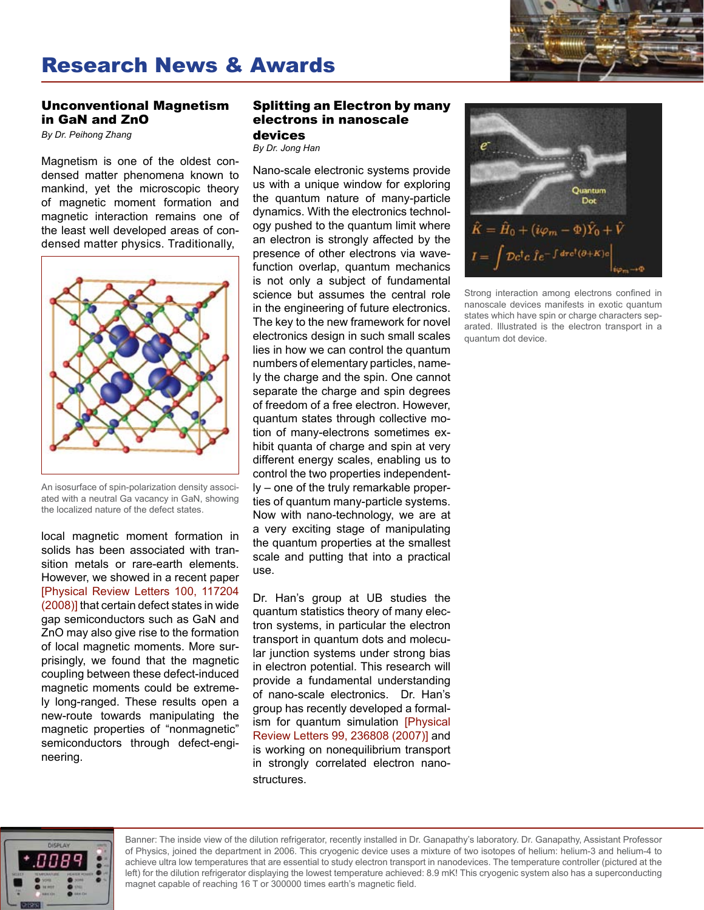# Research News & Awards

## Unconventional Magnetism in GaN and ZnO

*By Dr. Peihong Zhang*

Magnetism is one of the oldest condensed matter phenomena known to mankind, yet the microscopic theory of magnetic moment formation and magnetic interaction remains one of the least well developed areas of condensed matter physics. Traditionally, local magnetic moment formation in solids has been associated with transition metals or rare-earth elements. However, we showed in a recent paper [Physical Review Letters 100, 117204 (2008)] that certain defect states in wide gap semiconductors such as GaN and ZnO may also give rise to the formation of local magnetic moments. More surprisingly, we found that the magnetic coupling between these defect-induced magnetic moments could be extremely long-ranged. These results open a new-route towards manipulating the magnetic properties of "nonmagnetic" semiconductors through defect-engineering.

An isosurface of spin-polarization density associated with a neutral Ga vacancy in GaN, showing the localized nature of the defect states.

## Splitting an Electron by many electrons in nanoscale devices

*By Dr. Jong Han*

Nano-scale electronic systems provide us with a unique window for exploring the quantum nature of many-particle dynamics. With the electronics technology pushed to the quantum limit where an electron is strongly affected by the presence of other electrons via wave-function overlap, quantum mechanics is not only a subject of fundamental science but assumes the central role in the engineering of future electronics. The key to the new framework for novel electronics design in such small scales lies in how we can control the quantum numbers of elementary particles, namely the charge and the spin. One cannot separate the charge and spin degrees of freedom of a free electron. However, quantum states through collective motion of many-electrons sometimes exhibit quanta of charge and spin at very different energy scales, enabling us to control the two properties independently – one of the truly remarkable properties of quantum many-particle systems. Now with nano-technology, we are at a very exciting stage of manipulating the quantum properties at the smallest scale and putting that into a practical use.

Dr. Han's group at UB studies the quantum statistics theory of many electron systems, in particular the electron transport in quantum dots and molecular junction systems under strong bias in electron potential. This research will provide a fundamental understanding of nano-scale electronics. Dr. Han's group has recently developed a formalism for quantum simulation [Physical Review Letters 99, 236808 (2007)] and is working on nonequilibrium transport in strongly correlated electron nanostructures.

Strong interaction among electrons confined in nanoscale devices manifests in exotic quantum states which have spin or charge characters separated. Illustrated is the electron transport in a quantum dot device.

Banner: The inside view of the dilution refrigerator, recently installed in Dr. Ganapathy's laboratory. Dr. Ganapathy, Assistant Professor of Physics, joined the department in 2006. This cryogenic device uses a mixture of two isotopes of helium: helium-3 and helium-4 to achieve ultra low temperatures that are essential to study electron transport in nanodevices. The temperature controller (pictured at the left) for the dilution refrigerator displaying the lowest temperature achieved: 8.9 mK! This cryogenic system also has a superconducting magnet capable of reaching 16 T or 300000 times earth's magnetic field.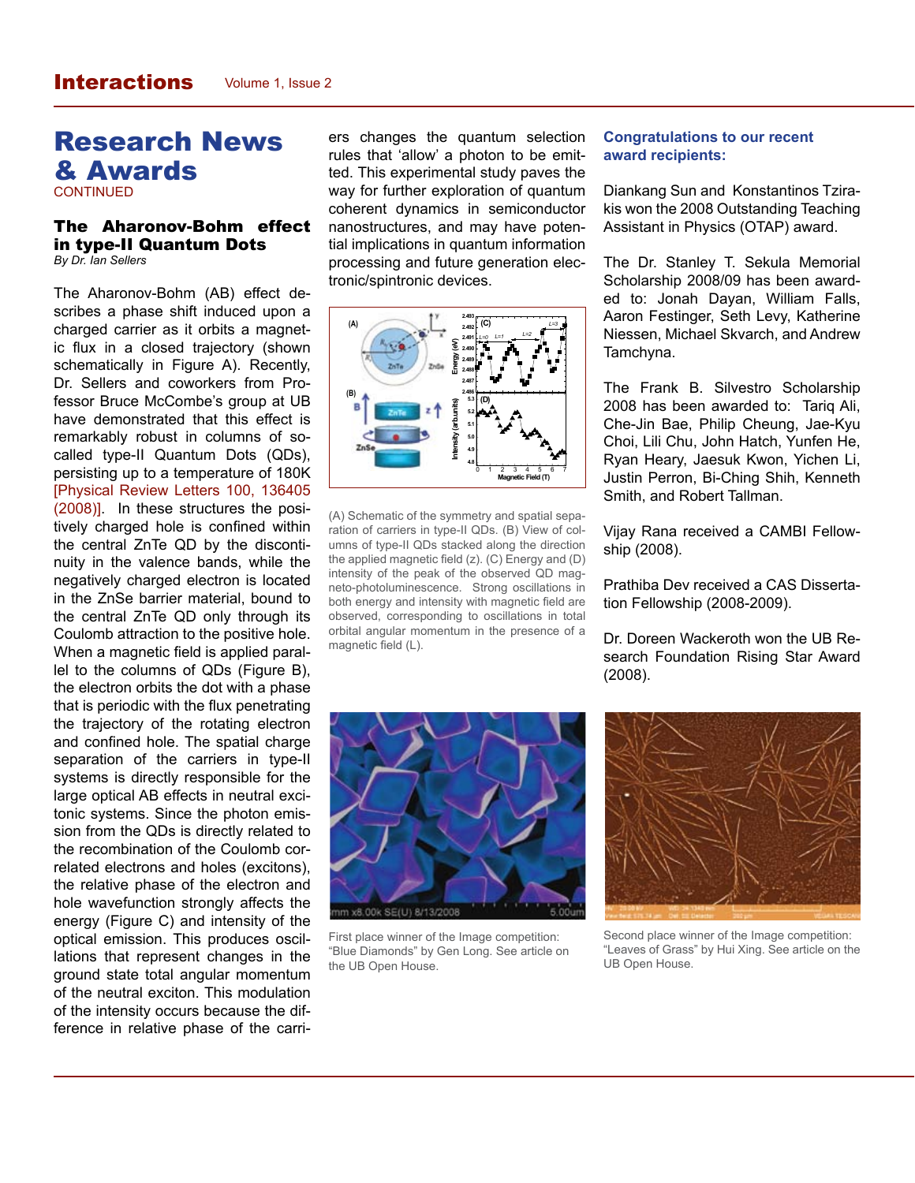# Research News & Awards

CONTINUED

### The Aharonov-Bohm effect in type-II Quantum Dots

*By Dr. Ian Sellers*

The Aharonov-Bohm (AB) effect describes a phase shift induced upon a charged carrier as it orbits a magnetic flux in a closed trajectory (shown schematically in Figure A). Recently, Dr. Sellers and coworkers from Professor Bruce McCombe's group at UB have demonstrated that this effect is remarkably robust in columns of so-called type-II Quantum Dots (QDs), persisting up to a temperature of 180K [Physical Review Letters 100, 136405 (2008)]. In these structures the positively charged hole is confined within the central ZnTe QD by the discontinuity in the valence bands, while the negatively charged electron is located in the ZnSe barrier material, bound to the central ZnTe QD only through its Coulomb attraction to the positive hole. When a magnetic field is applied parallel to the columns of QDs (Figure B), the electron orbits the dot with a phase that is periodic with the flux penetrating the trajectory of the rotating electron and confined hole. The spatial charge separation of the carriers in type-II systems is directly responsible for the large optical AB effects in neutral excitonic systems. Since the photon emission from the QDs is directly related to the recombination of the Coulomb correlated electrons and holes (excitons), the relative phase of the electron and hole wavefunction strongly affects the energy (Figure C) and intensity of the optical emission. This produces oscillations that represent changes in the ground state total angular momentum of the neutral exciton. This modulation of the intensity occurs because the difference in relative phase of the carriers changes the quantum selection rules that 'allow' a photon to be emitted. This experimental study paves the way for further exploration of quantum coherent dynamics in semiconductor nanostructures, and may have potential implications in quantum information processing and future generation electronic/spintronic devices.

(A) Schematic of the symmetry and spatial separation of carriers in type-II QDs. (B) View of columns of type-II QDs stacked along the direction the applied magnetic field (z). (C) Energy and (D) intensity of the peak of the observed QD magneto-photoluminescence. Strong oscillations in both energy and intensity with magnetic field are observed, corresponding to oscillations in total orbital angular momentum in the presence of a magnetic field (L).

### Congratulations to our recent award recipients:

Diankang Sun and Konstantinos Tzirakis won the 2008 Outstanding Teaching Assistant in Physics (OTAP) award.

The Dr. Stanley T. Sekula Memorial Scholarship 2008/09 has been awarded to: Jonah Dayan, William Falls, Aaron Festinger, Seth Levy, Katherine Niessen, Michael Skvarch, and Andrew Tamchyna.

The Frank B. Silvestro Scholarship 2008 has been awarded to: Tariq Ali, Che-Jin Bae, Philip Cheung, Jae-Kyu Choi, Lili Chu, John Hatch, Yunfen He, Ryan Heary, Jaesuk Kwon, Yichen Li, Justin Perron, Bi-Ching Shih, Kenneth Smith, and Robert Tallman.

Vijay Rana received a CAMBI Fellowship (2008).

Prathiba Dev received a CAS Dissertation Fellowship (2008-2009).

Dr. Doreen Wackeroth won the UB Research Foundation Rising Star Award (2008).

First place winner of the Image competition: "Blue Diamonds" by Gen Long. See article on the UB Open House.

Second place winner of the Image competition: "Leaves of Grass" by Hui Xing. See article on the UB Open House.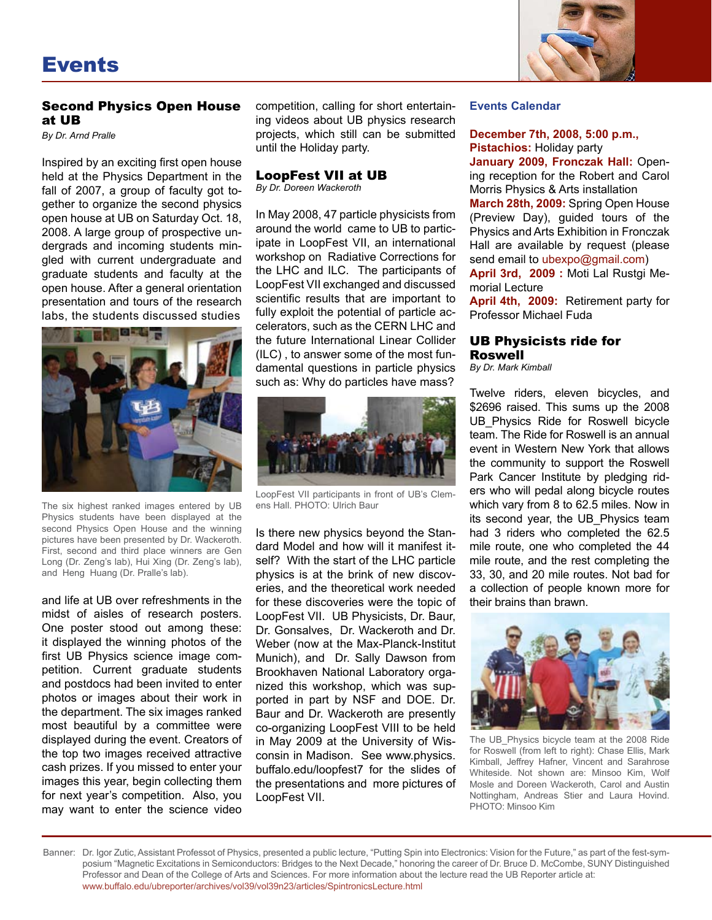# Events

## Second Physics Open House at UB

*By Dr. Arnd Pralle*

Inspired by an exciting first open house held at the Physics Department in the fall of 2007, a group of faculty got together to organize the second physics open house at UB on Saturday Oct. 18, 2008. A large group of prospective undergrads and incoming students mingled with current undergraduate and graduate students and faculty at the open house. After a general orientation presentation and tours of the research labs, the students discussed studies and life at UB over refreshments in the midst of aisles of research posters. One poster stood out among these: it displayed the winning photos of the first UB Physics science image competition. Current graduate students and postdocs had been invited to enter photos or images about their work in the department. The six images ranked most beautiful by a committee were displayed during the event. Creators of the top two images received attractive cash prizes. If you missed to enter your images this year, begin collecting them for next year's competition. Also, you may want to enter the science video competition, calling for short entertaining videos about UB physics research projects, which still can be submitted until the Holiday party.

The six highest ranked images entered by UB Physics students have been displayed at the second Physics Open House and the winning pictures have been presented by Dr. Wackeroth. First, second and third place winners are Gen Long (Dr. Zeng's lab), Hui Xing (Dr. Zeng's lab), and Heng Huang (Dr. Pralle's lab).

## LoopFest VII at UB

*By Dr. Doreen Wackeroth*

In May 2008, 47 particle physicists from around the world came to UB to participate in LoopFest VII, an international workshop on Radiative Corrections for the LHC and ILC. The participants of LoopFest VII exchanged and discussed scientific results that are important to fully exploit the potential of particle accelerators, such as the CERN LHC and the future International Linear Collider (ILC) , to answer some of the most fundamental questions in particle physics such as: Why do particles have mass?

LoopFest VII participants in front of UB's Clemens Hall. PHOTO: Ulrich Baur

Is there new physics beyond the Standard Model and how will it manifest itself? With the start of the LHC particle physics is at the brink of new discoveries, and the theoretical work needed for these discoveries were the topic of LoopFest VII. UB Physicists, Dr. Baur, Dr. Gonsalves, Dr. Wackeroth and Dr. Weber (now at the Max-Planck-Institut Munich), and Dr. Sally Dawson from Brookhaven National Laboratory organized this workshop, which was supported in part by NSF and DOE. Dr. Baur and Dr. Wackeroth are presently co-organizing LoopFest VIII to be held in May 2009 at the University of Wisconsin in Madison. See www.physics.buffalo.edu/loopfest7 for the slides of the presentations and more pictures of LoopFest VII.

## Events Calendar

**December 7th, 2008, 5:00 p.m., Pistachios:** Holiday party

**January 2009, Fronczak Hall:** Opening reception for the Robert and Carol Morris Physics & Arts installation

**March 28th, 2009:** Spring Open House (Preview Day), guided tours of the Physics and Arts Exhibition in Fronczak Hall are available by request (please send email to ubexpo@gmail.com)

**April 3rd, 2009 :** Moti Lal Rustgi Memorial Lecture

**April 4th, 2009:** Retirement party for Professor Michael Fuda

## UB Physicists ride for Roswell

*By Dr. Mark Kimball*

Twelve riders, eleven bicycles, and $2696 raised. This sums up the 2008 UB_Physics Ride for Roswell bicycle team. The Ride for Roswell is an annual event in Western New York that allows the community to support the Roswell Park Cancer Institute by pledging riders who will pedal along bicycle routes which vary from 8 to 62.5 miles. Now in its second year, the UB_Physics team had 3 riders who completed the 62.5 mile route, one who completed the 44 mile route, and the rest completing the 33, 30, and 20 mile routes. Not bad for a collection of people known more for their brains than brawn.

The UB_Physics bicycle team at the 2008 Ride for Roswell (from left to right): Chase Ellis, Mark Kimball, Jeffrey Hafner, Vincent and Sarahrose Whiteside. Not shown are: Minsoo Kim, Wolf Mosle and Doreen Wackeroth, Carol and Austin Nottingham, Andreas Stier and Laura Hovind. PHOTO: Minsoo Kim

Banner: Dr. Igor Zutic, Assistant Professot of Physics, presented a public lecture, "Putting Spin into Electronics: Vision for the Future," as part of the fest-symposium "Magnetic Excitations in Semiconductors: Bridges to the Next Decade," honoring the career of Dr. Bruce D. McCombe, SUNY Distinguished Professor and Dean of the College of Arts and Sciences. For more information about the lecture read the UB Reporter article at: www.buffalo.edu/ubreporter/archives/vol39/vol39n23/articles/SpintronicsLecture.html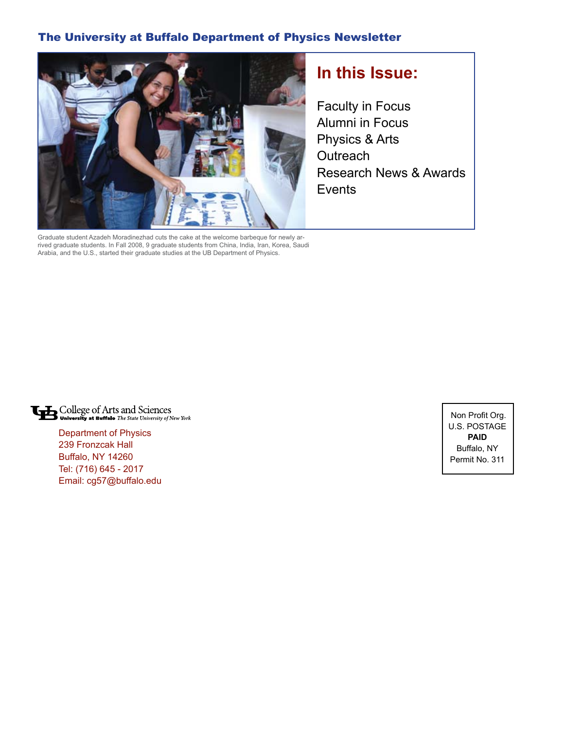The University at Buffalo Department of Physics Newsletter

## In this Issue:

Faculty in Focus
Alumni in Focus
Physics & Arts
Outreach
Research News & Awards
Events

Graduate student Azadeh Moradinezhad cuts the cake at the welcome barbeque for newly arrived graduate students. In Fall 2008, 9 graduate students from China, India, Iran, Korea, Saudi Arabia, and the U.S., started their graduate studies at the UB Department of Physics.

College of Arts and Sciences
University at Buffalo The State University of New York

Department of Physics
239 Fronzcak Hall
Buffalo, NY 14260
Tel: (716) 645 - 2017
Email: cg57@buffalo.edu

Non Profit Org.
U.S. POSTAGE
**PAID**
Buffalo, NY
Permit No. 311